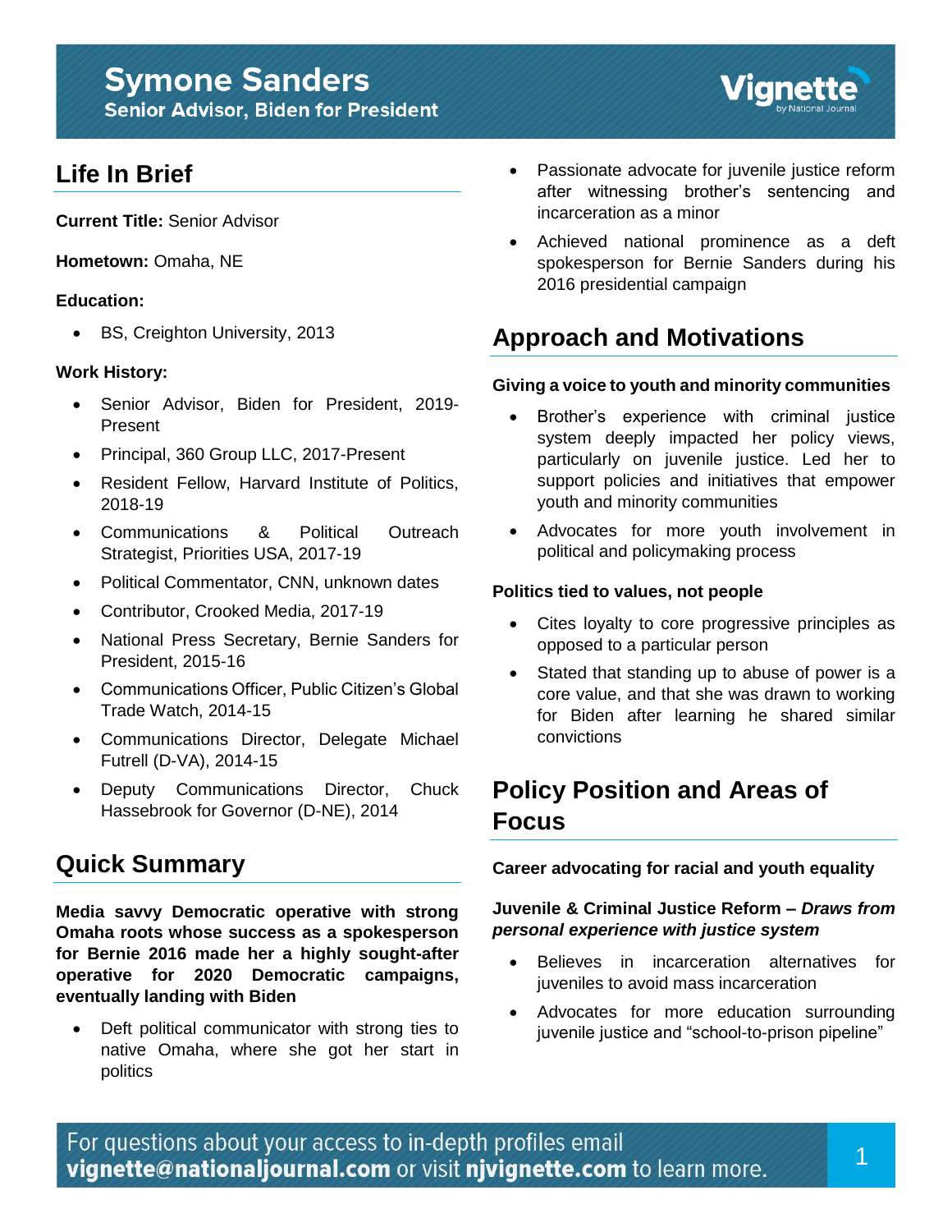# Symone Sanders

**Senior Advisor, Biden for President**

## Life In Brief

**Current Title:** Senior Advisor

**Hometown:** Omaha, NE

**Education:**

- BS, Creighton University, 2013

**Work History:**

- Senior Advisor, Biden for President, 2019-Present
- Principal, 360 Group LLC, 2017-Present
- Resident Fellow, Harvard Institute of Politics, 2018-19
- Communications & Political Outreach Strategist, Priorities USA, 2017-19
- Political Commentator, CNN, unknown dates
- Contributor, Crooked Media, 2017-19
- National Press Secretary, Bernie Sanders for President, 2015-16
- Communications Officer, Public Citizen's Global Trade Watch, 2014-15
- Communications Director, Delegate Michael Futrell (D-VA), 2014-15
- Deputy Communications Director, Chuck Hassebrook for Governor (D-NE), 2014

## Quick Summary

**Media savvy Democratic operative with strong Omaha roots whose success as a spokesperson for Bernie 2016 made her a highly sought-after operative for 2020 Democratic campaigns, eventually landing with Biden**

- Deft political communicator with strong ties to native Omaha, where she got her start in politics
- Passionate advocate for juvenile justice reform after witnessing brother's sentencing and incarceration as a minor
- Achieved national prominence as a deft spokesperson for Bernie Sanders during his 2016 presidential campaign

## Approach and Motivations

**Giving a voice to youth and minority communities**

- Brother's experience with criminal justice system deeply impacted her policy views, particularly on juvenile justice. Led her to support policies and initiatives that empower youth and minority communities
- Advocates for more youth involvement in political and policymaking process

**Politics tied to values, not people**

- Cites loyalty to core progressive principles as opposed to a particular person
- Stated that standing up to abuse of power is a core value, and that she was drawn to working for Biden after learning he shared similar convictions

## Policy Position and Areas of Focus

**Career advocating for racial and youth equality**

**Juvenile & Criminal Justice Reform –** ***Draws from personal experience with justice system***

- Believes in incarceration alternatives for juveniles to avoid mass incarceration
- Advocates for more education surrounding juvenile justice and "school-to-prison pipeline"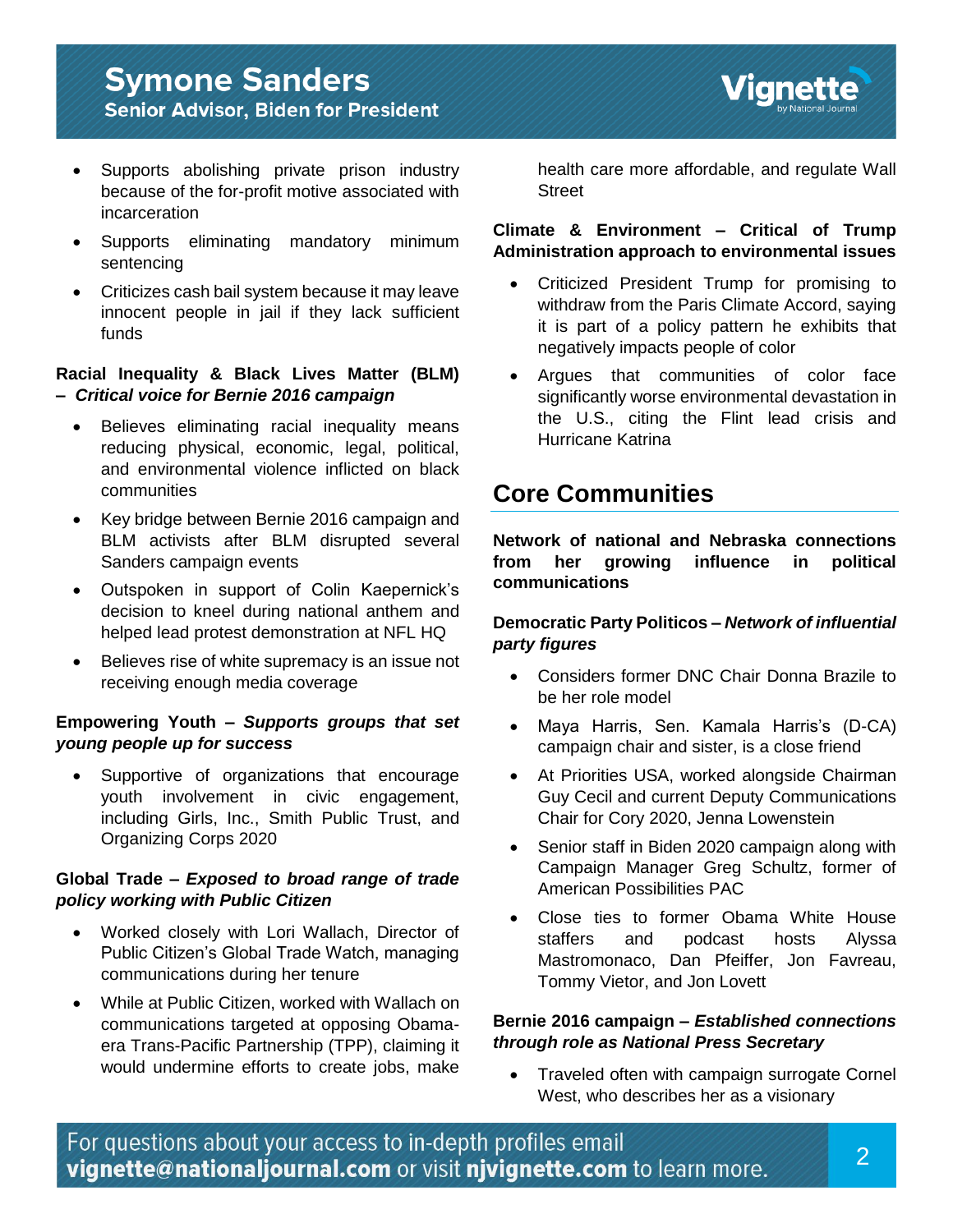- Supports abolishing private prison industry because of the for-profit motive associated with incarceration
- Supports eliminating mandatory minimum sentencing
- Criticizes cash bail system because it may leave innocent people in jail if they lack sufficient funds

**Racial Inequality & Black Lives Matter (BLM) – *Critical voice for Bernie 2016 campaign***

- Believes eliminating racial inequality means reducing physical, economic, legal, political, and environmental violence inflicted on black communities
- Key bridge between Bernie 2016 campaign and BLM activists after BLM disrupted several Sanders campaign events
- Outspoken in support of Colin Kaepernick's decision to kneel during national anthem and helped lead protest demonstration at NFL HQ
- Believes rise of white supremacy is an issue not receiving enough media coverage

**Empowering Youth – *Supports groups that set young people up for success***

- Supportive of organizations that encourage youth involvement in civic engagement, including Girls, Inc., Smith Public Trust, and Organizing Corps 2020

**Global Trade – *Exposed to broad range of trade policy working with Public Citizen***

- Worked closely with Lori Wallach, Director of Public Citizen's Global Trade Watch, managing communications during her tenure
- While at Public Citizen, worked with Wallach on communications targeted at opposing Obama-era Trans-Pacific Partnership (TPP), claiming it would undermine efforts to create jobs, make health care more affordable, and regulate Wall Street

**Climate & Environment – Critical of Trump Administration approach to environmental issues**

- Criticized President Trump for promising to withdraw from the Paris Climate Accord, saying it is part of a policy pattern he exhibits that negatively impacts people of color
- Argues that communities of color face significantly worse environmental devastation in the U.S., citing the Flint lead crisis and Hurricane Katrina

## Core Communities

**Network of national and Nebraska connections from her growing influence in political communications**

**Democratic Party Politicos – *Network of influential party figures***

- Considers former DNC Chair Donna Brazile to be her role model
- Maya Harris, Sen. Kamala Harris's (D-CA) campaign chair and sister, is a close friend
- At Priorities USA, worked alongside Chairman Guy Cecil and current Deputy Communications Chair for Cory 2020, Jenna Lowenstein
- Senior staff in Biden 2020 campaign along with Campaign Manager Greg Schultz, former of American Possibilities PAC
- Close ties to former Obama White House staffers and podcast hosts Alyssa Mastromonaco, Dan Pfeiffer, Jon Favreau, Tommy Vietor, and Jon Lovett

**Bernie 2016 campaign – *Established connections through role as National Press Secretary***

- Traveled often with campaign surrogate Cornel West, who describes her as a visionary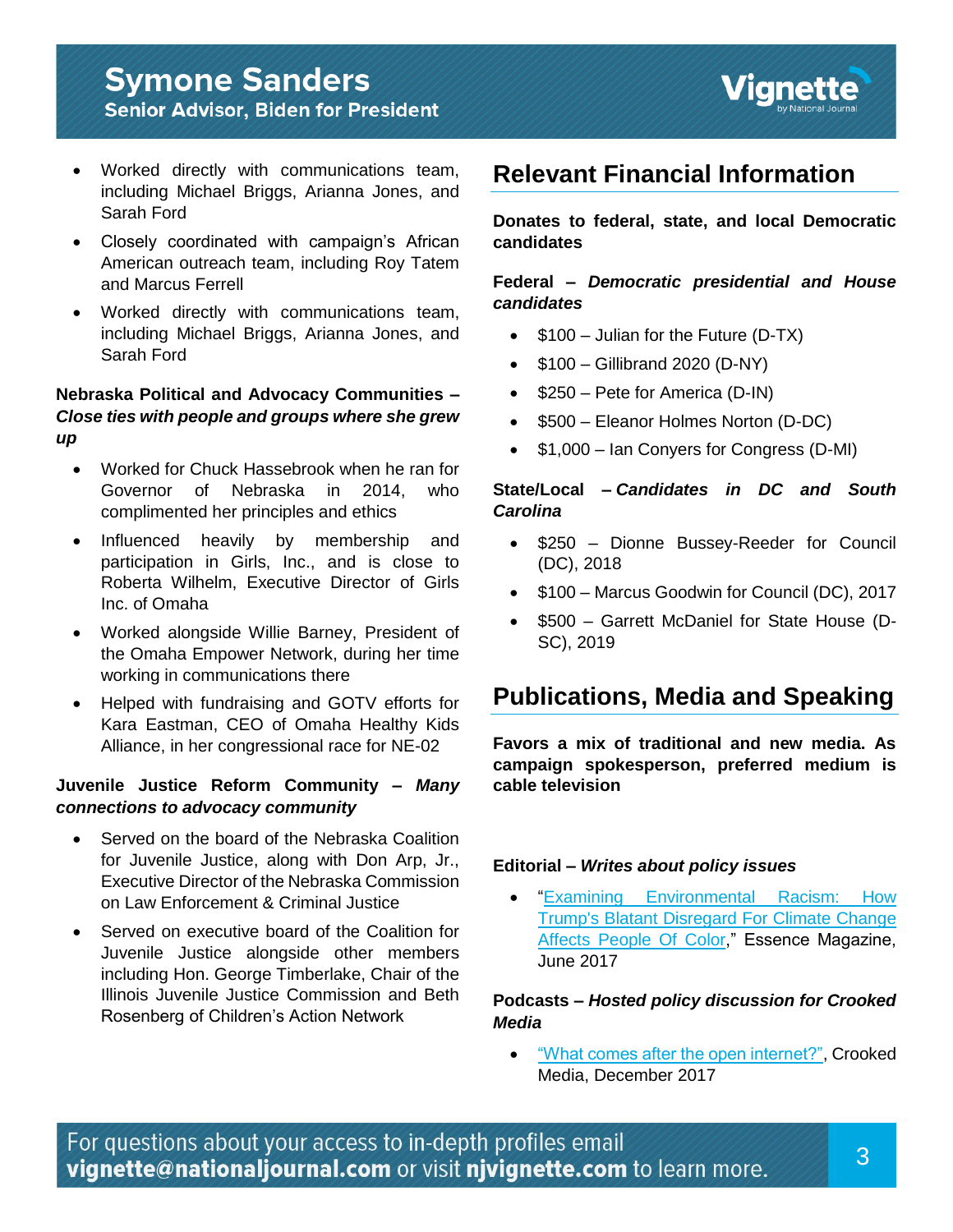- Worked directly with communications team, including Michael Briggs, Arianna Jones, and Sarah Ford
- Closely coordinated with campaign's African American outreach team, including Roy Tatem and Marcus Ferrell
- Worked directly with communications team, including Michael Briggs, Arianna Jones, and Sarah Ford

**Nebraska Political and Advocacy Communities –** ***Close ties with people and groups where she grew up***

- Worked for Chuck Hassebrook when he ran for Governor of Nebraska in 2014, who complimented her principles and ethics
- Influenced heavily by membership and participation in Girls, Inc., and is close to Roberta Wilhelm, Executive Director of Girls Inc. of Omaha
- Worked alongside Willie Barney, President of the Omaha Empower Network, during her time working in communications there
- Helped with fundraising and GOTV efforts for Kara Eastman, CEO of Omaha Healthy Kids Alliance, in her congressional race for NE-02

**Juvenile Justice Reform Community –** ***Many connections to advocacy community***

- Served on the board of the Nebraska Coalition for Juvenile Justice, along with Don Arp, Jr., Executive Director of the Nebraska Commission on Law Enforcement & Criminal Justice
- Served on executive board of the Coalition for Juvenile Justice alongside other members including Hon. George Timberlake, Chair of the Illinois Juvenile Justice Commission and Beth Rosenberg of Children's Action Network

## Relevant Financial Information

**Donates to federal, state, and local Democratic candidates**

**Federal –** ***Democratic presidential and House candidates***

- $100 – Julian for the Future (D-TX)
- $100 – Gillibrand 2020 (D-NY)
- $250 – Pete for America (D-IN)
- $500 – Eleanor Holmes Norton (D-DC)
- $1,000 – Ian Conyers for Congress (D-MI)

**State/Local –** ***Candidates in DC and South Carolina***

- $250 – Dionne Bussey-Reeder for Council (DC), 2018
- $100 – Marcus Goodwin for Council (DC), 2017
- $500 – Garrett McDaniel for State House (D-SC), 2019

## Publications, Media and Speaking

**Favors a mix of traditional and new media. As campaign spokesperson, preferred medium is cable television**

**Editorial –** ***Writes about policy issues***

- "Examining Environmental Racism: How Trump's Blatant Disregard For Climate Change Affects People Of Color," Essence Magazine, June 2017

**Podcasts –** ***Hosted policy discussion for Crooked Media***

- "What comes after the open internet?", Crooked Media, December 2017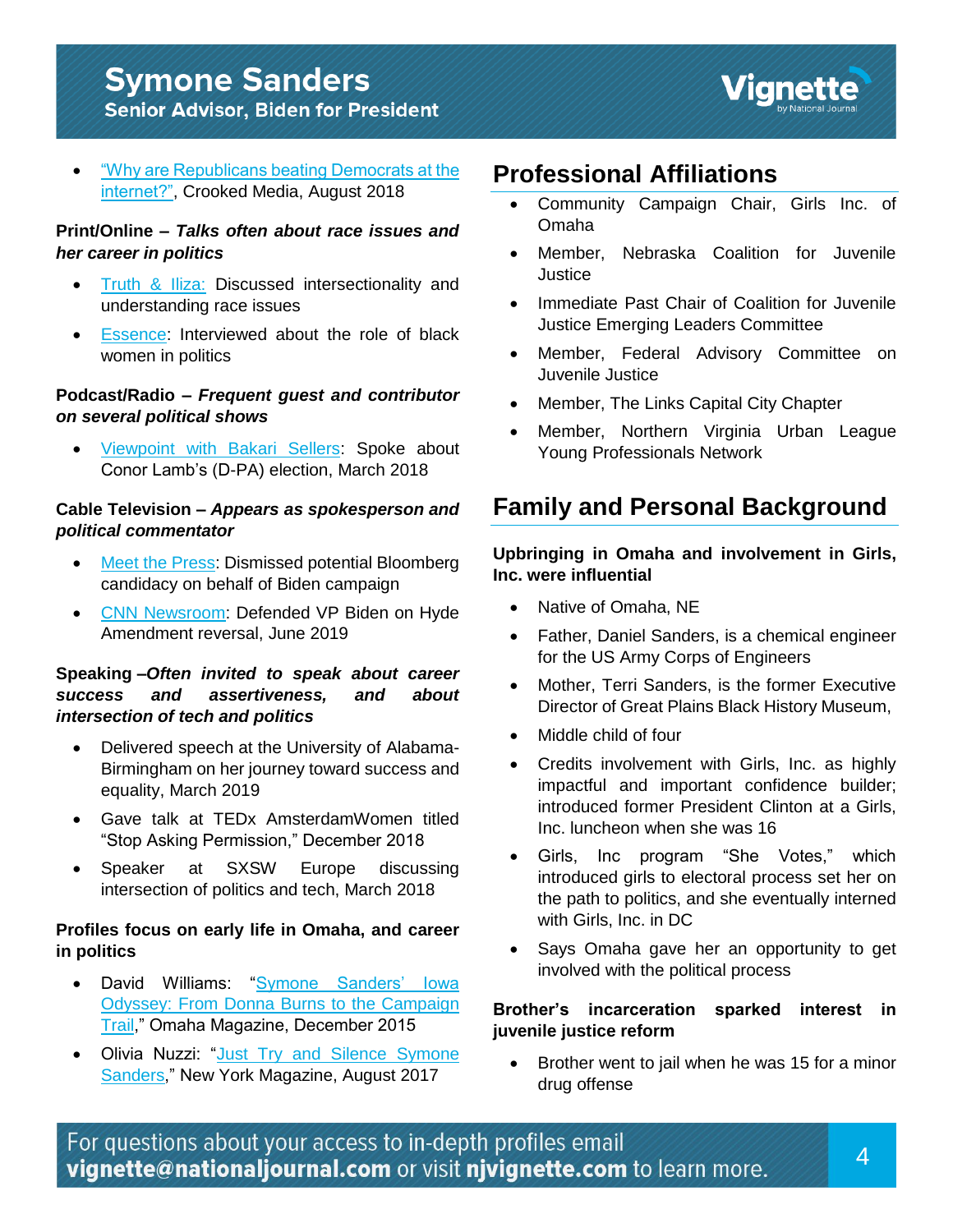- "Why are Republicans beating Democrats at the internet?", Crooked Media, August 2018

**Print/Online – *Talks often about race issues and her career in politics***

- Truth & Iliza: Discussed intersectionality and understanding race issues
- Essence: Interviewed about the role of black women in politics

**Podcast/Radio – *Frequent guest and contributor on several political shows***

- Viewpoint with Bakari Sellers: Spoke about Conor Lamb's (D-PA) election, March 2018

**Cable Television – *Appears as spokesperson and political commentator***

- Meet the Press: Dismissed potential Bloomberg candidacy on behalf of Biden campaign
- CNN Newsroom: Defended VP Biden on Hyde Amendment reversal, June 2019

**Speaking –*Often invited to speak about career success and assertiveness, and about intersection of tech and politics***

- Delivered speech at the University of Alabama-Birmingham on her journey toward success and equality, March 2019
- Gave talk at TEDx AmsterdamWomen titled "Stop Asking Permission," December 2018
- Speaker at SXSW Europe discussing intersection of politics and tech, March 2018

**Profiles focus on early life in Omaha, and career in politics**

- David Williams: "Symone Sanders' Iowa Odyssey: From Donna Burns to the Campaign Trail," Omaha Magazine, December 2015
- Olivia Nuzzi: "Just Try and Silence Symone Sanders," New York Magazine, August 2017

## Professional Affiliations

- Community Campaign Chair, Girls Inc. of Omaha
- Member, Nebraska Coalition for Juvenile Justice
- Immediate Past Chair of Coalition for Juvenile Justice Emerging Leaders Committee
- Member, Federal Advisory Committee on Juvenile Justice
- Member, The Links Capital City Chapter
- Member, Northern Virginia Urban League Young Professionals Network

## Family and Personal Background

**Upbringing in Omaha and involvement in Girls, Inc. were influential**

- Native of Omaha, NE
- Father, Daniel Sanders, is a chemical engineer for the US Army Corps of Engineers
- Mother, Terri Sanders, is the former Executive Director of Great Plains Black History Museum,
- Middle child of four
- Credits involvement with Girls, Inc. as highly impactful and important confidence builder; introduced former President Clinton at a Girls, Inc. luncheon when she was 16
- Girls, Inc program "She Votes," which introduced girls to electoral process set her on the path to politics, and she eventually interned with Girls, Inc. in DC
- Says Omaha gave her an opportunity to get involved with the political process

**Brother's incarceration sparked interest in juvenile justice reform**

- Brother went to jail when he was 15 for a minor drug offense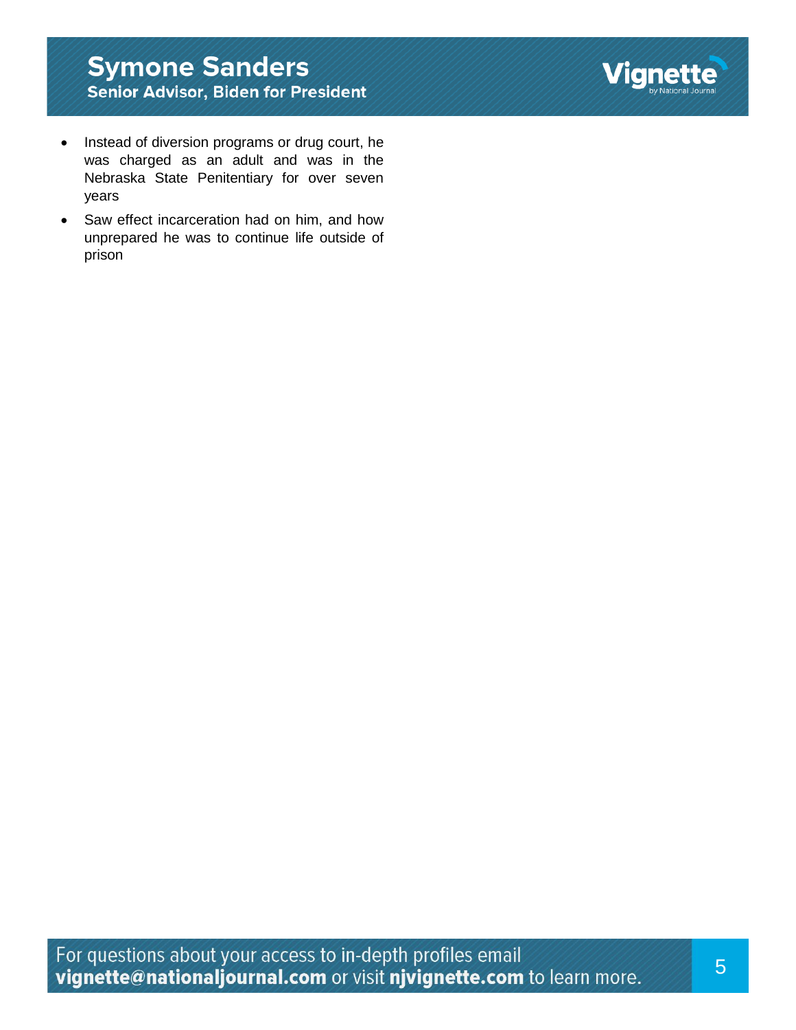- Instead of diversion programs or drug court, he was charged as an adult and was in the Nebraska State Penitentiary for over seven years
- Saw effect incarceration had on him, and how unprepared he was to continue life outside of prison